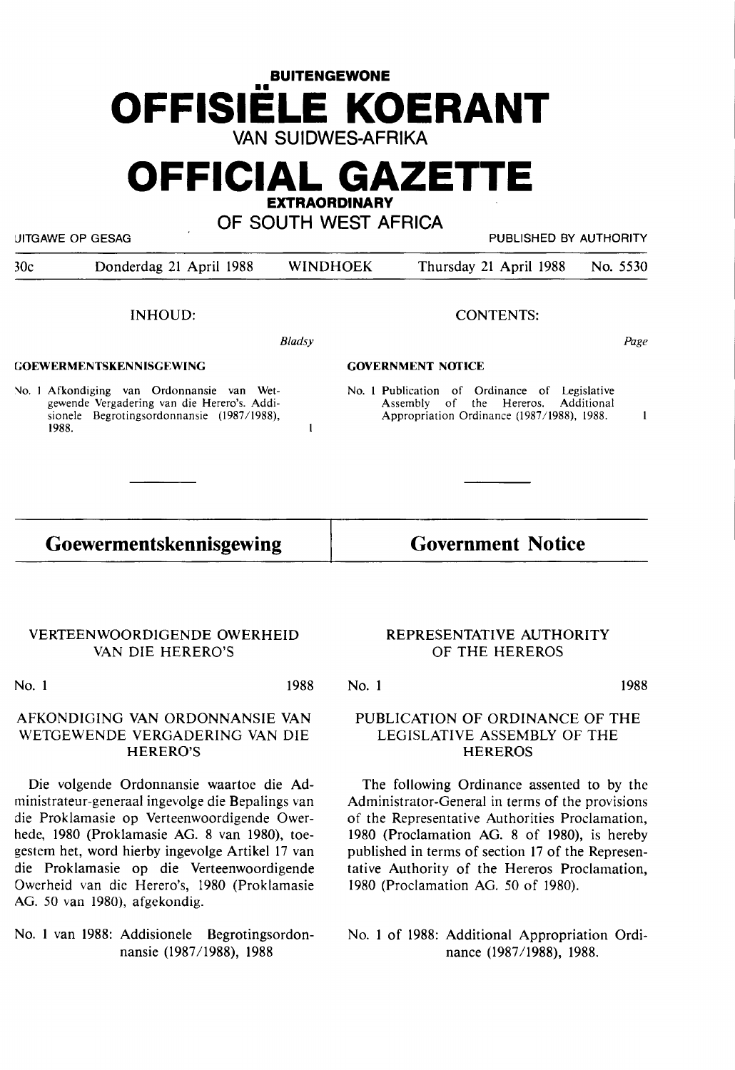**BUITENGEWONE**

# OFFISIËLE KOERANT

VAN SUIDWES-AFRIKA

# OFFICIAL GAZETTE

**EXTRAORDINARY**

OF SOUTH WEST AFRICA

UITGAWE OP GESAG | PUBLISHED BY AUTHORITY

30c | Donderdag 21 April 1988 | WINDHOEK | Thursday 21 April 1988 | No. 5530

INHOUD:

*Bladsy*

**GOEWERMENTSKENNISGEWING**

No. 1 Afkondiging van Ordonnansie van Wetgewende Vergadering van die Herero's. Addisionele Begrotingsordonnansie (1987/1988), 1988. 1

CONTENTS:

*Page*

**GOVERNMENT NOTICE**

No. 1 Publication of Ordinance of Legislative Assembly of the Hereros. Additional Appropriation Ordinance (1987/1988), 1988. 1

## Goewermentskennisgewing

### VERTEENWOORDIGENDE OWERHEID VAN DIE HERERO'S

No. 1 1988

### AFKONDIGING VAN ORDONNANSIE VAN WETGEWENDE VERGADERING VAN DIE HERERO'S

Die volgende Ordonnansie waartoe die Administrateur-generaal ingevolge die Bepalings van die Proklamasie op Verteenwoordigende Owerhede, 1980 (Proklamasie AG. 8 van 1980), toegestem het, word hierby ingevolge Artikel 17 van die Proklamasie op die Verteenwoordigende Owerheid van die Herero's, 1980 (Proklamasie AG. 50 van 1980), afgekondig.

No. 1 van 1988: Addisionele Begrotingsordonnansie (1987/1988), 1988

## Government Notice

### REPRESENTATIVE AUTHORITY OF THE HEREROS

No. 1 1988

### PUBLICATION OF ORDINANCE OF THE LEGISLATIVE ASSEMBLY OF THE HEREROS

The following Ordinance assented to by the Administrator-General in terms of the provisions of the Representative Authorities Proclamation, 1980 (Proclamation AG. 8 of 1980), is hereby published in terms of section 17 of the Representative Authority of the Hereros Proclamation, 1980 (Proclamation AG. 50 of 1980).

No. 1 of 1988: Additional Appropriation Ordinance (1987/1988), 1988.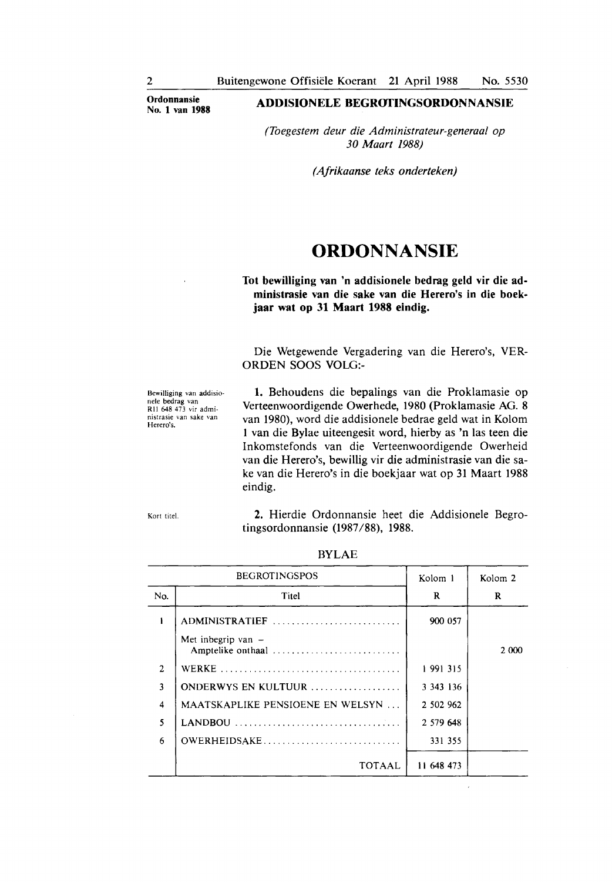**Ordonnansie No. 1 van 1988**

## ADDISIONELE BEGROTINGSORDONNANSIE

*(Toegestem deur die Administrateur-generaal op 30 Maart 1988)*

*(Afrikaanse teks onderteken)*

# ORDONNANSIE

**Tot bewilliging van 'n addisionele bedrag geld vir die administrasie van die sake van die Herero's in die boekjaar wat op 31 Maart 1988 eindig.**

Die Wetgewende Vergadering van die Herero's, VERORDEN SOOS VOLG:-

Bewilliging van addisionele bedrag van R11 648 473 vir administrasie van sake van Herero's.

**1.** Behoudens die bepalings van die Proklamasie op Verteenwoordigende Owerhede, 1980 (Proklamasie AG. 8 van 1980), word die addisionele bedrae geld wat in Kolom 1 van die Bylae uiteengesit word, hierby as 'n las teen die Inkomstefonds van die Verteenwoordigende Owerheid van die Herero's, bewillig vir die administrasie van die sake van die Herero's in die boekjaar wat op 31 Maart 1988 eindig.

Kort titel.

**2.** Hierdie Ordonnansie heet die Addisionele Begrotingsordonnansie (1987/88), 1988.

BYLAE

| BEGROTINGSPOS | | Kolom 1 | Kolom 2 |
|---|---|---|---|
| No. | Titel | R | R |
| 1 | ADMINISTRATIEF | 900 057 | |
| | Met inbegrip van – Amptelike onthaal | | 2 000 |
| 2 | WERKE | 1 991 315 | |
| 3 | ONDERWYS EN KULTUUR | 3 343 136 | |
| 4 | MAATSKAPLIKE PENSIOENE EN WELSYN | 2 502 962 | |
| 5 | LANDBOU | 2 579 648 | |
| 6 | OWERHEIDSAKE | 331 355 | |
| | TOTAAL | 11 648 473 | |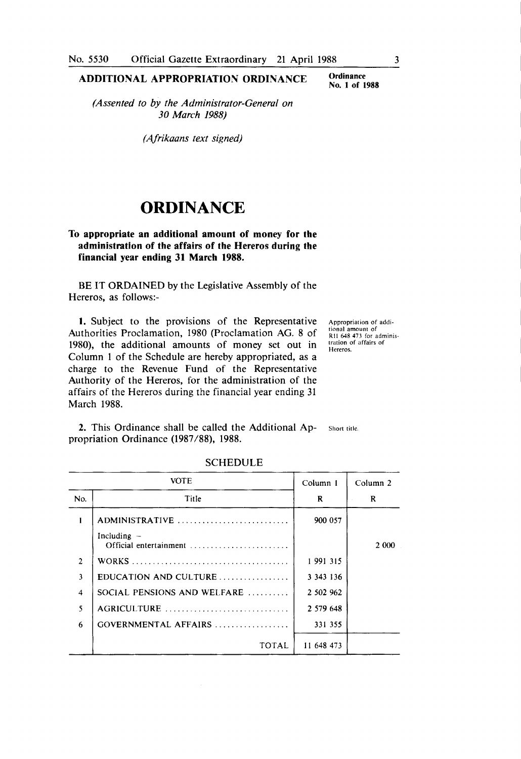## ADDITIONAL APPROPRIATION ORDINANCE

**Ordinance No. 1 of 1988**

*(Assented to by the Administrator-General on 30 March 1988)*

*(Afrikaans text signed)*

# ORDINANCE

**To appropriate an additional amount of money for the administration of the affairs of the Hereros during the financial year ending 31 March 1988.**

BE IT ORDAINED by the Legislative Assembly of the Hereros, as follows:-

Appropriation of additional amount of R11 648 473 for administration of affairs of Hereros.

**1.** Subject to the provisions of the Representative Authorities Proclamation, 1980 (Proclamation AG. 8 of 1980), the additional amounts of money set out in Column 1 of the Schedule are hereby appropriated, as a charge to the Revenue Fund of the Representative Authority of the Hereros, for the administration of the affairs of the Hereros during the financial year ending 31 March 1988.

Short title.

**2.** This Ordinance shall be called the Additional Appropriation Ordinance (1987/88), 1988.

SCHEDULE

| VOTE | | Column 1 | Column 2 |
|---|---|---|---|
| No. | Title | R | R |
| 1 | ADMINISTRATIVE | 900 057 | |
| | Including – Official entertainment | | 2 000 |
| 2 | WORKS | 1 991 315 | |
| 3 | EDUCATION AND CULTURE | 3 343 136 | |
| 4 | SOCIAL PENSIONS AND WELFARE | 2 502 962 | |
| 5 | AGRICULTURE | 2 579 648 | |
| 6 | GOVERNMENTAL AFFAIRS | 331 355 | |
| | TOTAL | 11 648 473 | |